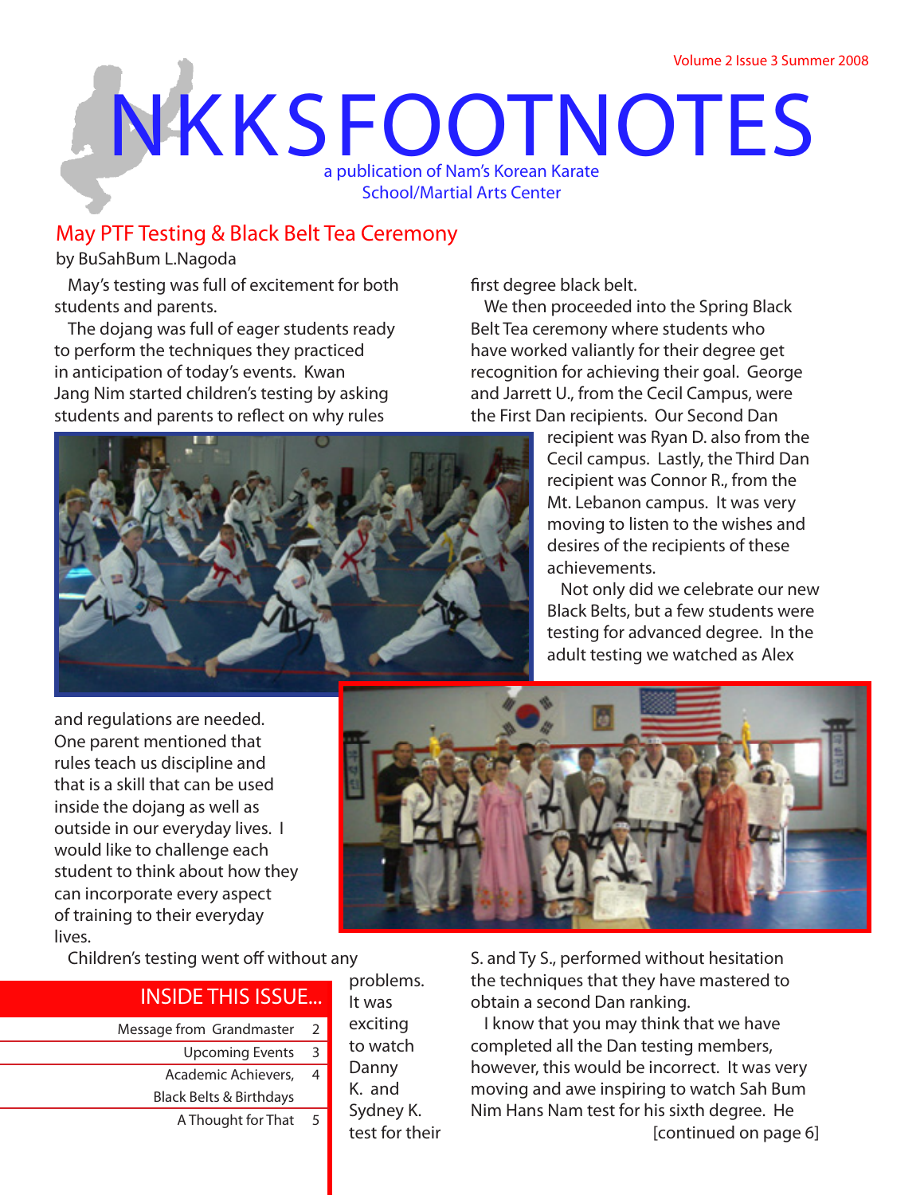# NKKSFOOTNOTES

a publication of Nam's Korean Karate School/Martial Arts Center

Volume 2 Issue 3 Summer 2008

## May PTF Testing & Black Belt Tea Ceremony

by BuSahBum L.Nagoda

May's testing was full of excitement for both students and parents.

The dojang was full of eager students ready to perform the techniques they practiced in anticipation of today's events. Kwan Jang Nim started children's testing by asking students and parents to reflect on why rules and regulations are needed. One parent mentioned that rules teach us discipline and that is a skill that can be used inside the dojang as well as outside in our everyday lives. I would like to challenge each student to think about how they can incorporate every aspect of training to their everyday lives.

Children's testing went off without any problems. It was exciting to watch Danny K. and Sydney K. test for their first degree black belt.

We then proceeded into the Spring Black Belt Tea ceremony where students who have worked valiantly for their degree get recognition for achieving their goal. George and Jarrett U., from the Cecil Campus, were the First Dan recipients. Our Second Dan recipient was Ryan D. also from the Cecil campus. Lastly, the Third Dan recipient was Connor R., from the Mt. Lebanon campus. It was very moving to listen to the wishes and desires of the recipients of these achievements.

Not only did we celebrate our new Black Belts, but a few students were testing for advanced degree. In the adult testing we watched as Alex S. and Ty S., performed without hesitation the techniques that they have mastered to obtain a second Dan ranking.

I know that you may think that we have completed all the Dan testing members, however, this would be incorrect. It was very moving and awe inspiring to watch Sah Bum Nim Hans Nam test for his sixth degree. He

[continued on page 6]

## INSIDE THIS ISSUE...

| | |
|---|---|
| Message from Grandmaster | 2 |
| Upcoming Events | 3 |
| Academic Achievers, Black Belts & Birthdays | 4 |
| A Thought for That | 5 |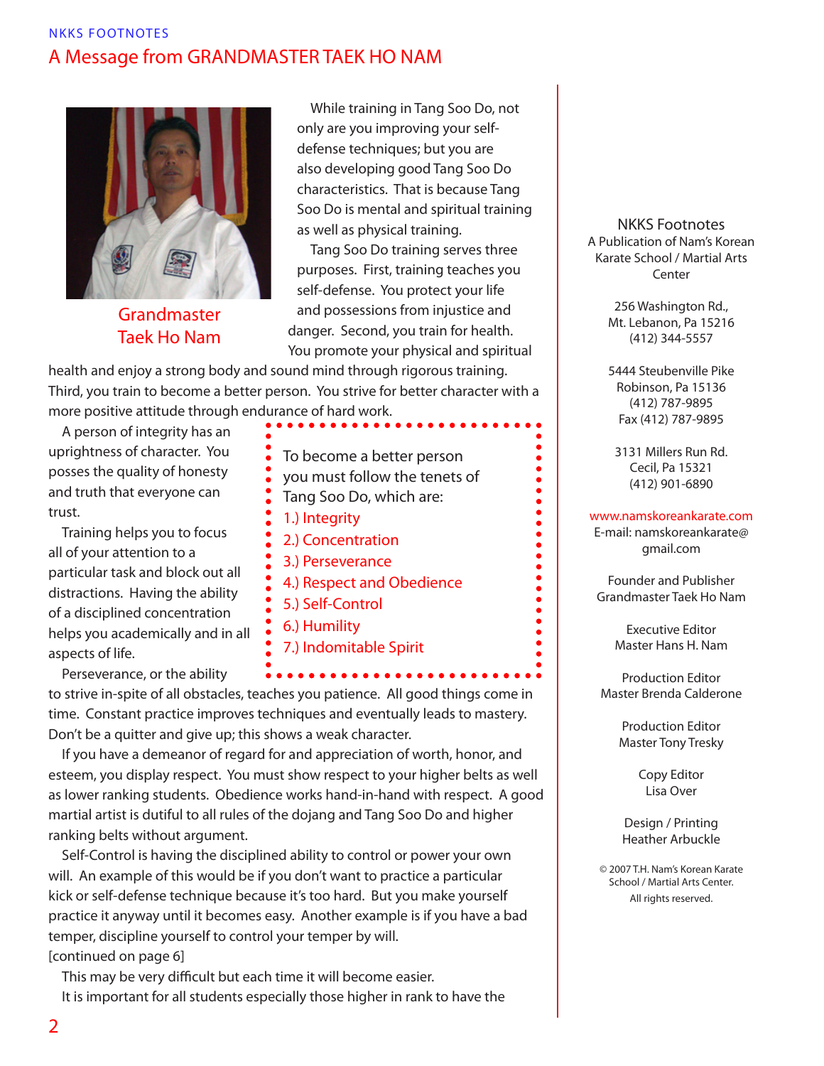NKKS FOOTNOTES

# A Message from GRANDMASTER TAEK HO NAM

Grandmaster Taek Ho Nam

While training in Tang Soo Do, not only are you improving your self-defense techniques; but you are also developing good Tang Soo Do characteristics. That is because Tang Soo Do is mental and spiritual training as well as physical training.

Tang Soo Do training serves three purposes. First, training teaches you self-defense. You protect your life and possessions from injustice and danger. Second, you train for health. You promote your physical and spiritual health and enjoy a strong body and sound mind through rigorous training. Third, you train to become a better person. You strive for better character with a more positive attitude through endurance of hard work.

> To become a better person you must follow the tenets of Tang Soo Do, which are:
> 1.) Integrity
> 2.) Concentration
> 3.) Perseverance
> 4.) Respect and Obedience
> 5.) Self-Control
> 6.) Humility
> 7.) Indomitable Spirit

A person of integrity has an uprightness of character. You posses the quality of honesty and truth that everyone can trust.

Training helps you to focus all of your attention to a particular task and block out all distractions. Having the ability of a disciplined concentration helps you academically and in all aspects of life.

Perseverance, or the ability to strive in-spite of all obstacles, teaches you patience. All good things come in time. Constant practice improves techniques and eventually leads to mastery. Don't be a quitter and give up; this shows a weak character.

If you have a demeanor of regard for and appreciation of worth, honor, and esteem, you display respect. You must show respect to your higher belts as well as lower ranking students. Obedience works hand-in-hand with respect. A good martial artist is dutiful to all rules of the dojang and Tang Soo Do and higher ranking belts without argument.

Self-Control is having the disciplined ability to control or power your own will. An example of this would be if you don't want to practice a particular kick or self-defense technique because it's too hard. But you make yourself practice it anyway until it becomes easy. Another example is if you have a bad temper, discipline yourself to control your temper by will.

[continued on page 6]

This may be very difficult but each time it will become easier.

It is important for all students especially those higher in rank to have the

---

NKKS Footnotes
A Publication of Nam's Korean Karate School / Martial Arts Center

256 Washington Rd.,
Mt. Lebanon, Pa 15216
(412) 344-5557

5444 Steubenville Pike
Robinson, Pa 15136
(412) 787-9895
Fax (412) 787-9895

3131 Millers Run Rd.
Cecil, Pa 15321
(412) 901-6890

www.namskoreankarate.com
E-mail: namskoreankarate@gmail.com

Founder and Publisher
Grandmaster Taek Ho Nam

Executive Editor
Master Hans H. Nam

Production Editor
Master Brenda Calderone

Production Editor
Master Tony Tresky

Copy Editor
Lisa Over

Design / Printing
Heather Arbuckle

© 2007 T.H. Nam's Korean Karate School / Martial Arts Center.
All rights reserved.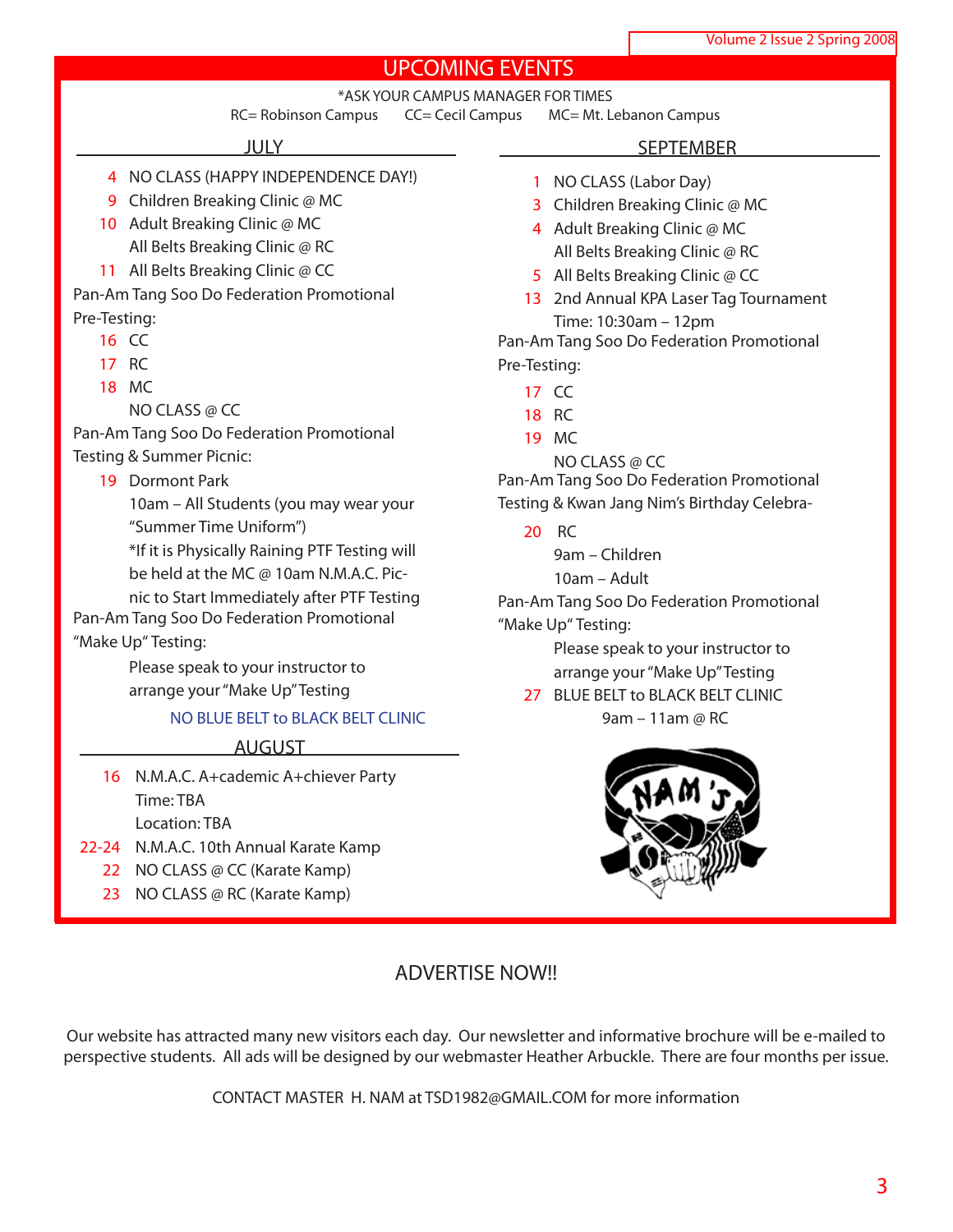# UPCOMING EVENTS

*ASK YOUR CAMPUS MANAGER FOR TIMES

RC= Robinson Campus    CC= Cecil Campus    MC= Mt. Lebanon Campus

## JULY

- 4 NO CLASS (HAPPY INDEPENDENCE DAY!)
- 9 Children Breaking Clinic @ MC
- 10 Adult Breaking Clinic @ MC
  All Belts Breaking Clinic @ RC
- 11 All Belts Breaking Clinic @ CC

Pan-Am Tang Soo Do Federation Promotional Pre-Testing:

- 16 CC
- 17 RC
- 18 MC
  NO CLASS @ CC

Pan-Am Tang Soo Do Federation Promotional Testing & Summer Picnic:

- 19 Dormont Park
  10am – All Students (you may wear your "Summer Time Uniform")
  *If it is Physically Raining PTF Testing will be held at the MC @ 10am N.M.A.C. Picnic to Start Immediately after PTF Testing

Pan-Am Tang Soo Do Federation Promotional "Make Up" Testing:

Please speak to your instructor to arrange your "Make Up" Testing

NO BLUE BELT to BLACK BELT CLINIC

## AUGUST

- 16 N.M.A.C. A+cademic A+chiever Party
  Time: TBA
  Location: TBA
- 22-24 N.M.A.C. 10th Annual Karate Kamp
- 22 NO CLASS @ CC (Karate Kamp)
- 23 NO CLASS @ RC (Karate Kamp)

## SEPTEMBER

- 1 NO CLASS (Labor Day)
- 3 Children Breaking Clinic @ MC
- 4 Adult Breaking Clinic @ MC
  All Belts Breaking Clinic @ RC
- 5 All Belts Breaking Clinic @ CC
- 13 2nd Annual KPA Laser Tag Tournament
  Time: 10:30am – 12pm

Pan-Am Tang Soo Do Federation Promotional Pre-Testing:

- 17 CC
- 18 RC
- 19 MC
  NO CLASS @ CC

Pan-Am Tang Soo Do Federation Promotional Testing & Kwan Jang Nim's Birthday Celebra-

- 20 RC
  9am – Children
  10am – Adult

Pan-Am Tang Soo Do Federation Promotional "Make Up" Testing:

Please speak to your instructor to arrange your "Make Up" Testing

- 27 BLUE BELT to BLACK BELT CLINIC
  9am – 11am @ RC

## ADVERTISE NOW!!

Our website has attracted many new visitors each day. Our newsletter and informative brochure will be e-mailed to perspective students. All ads will be designed by our webmaster Heather Arbuckle. There are four months per issue.

CONTACT MASTER H. NAM at TSD1982@GMAIL.COM for more information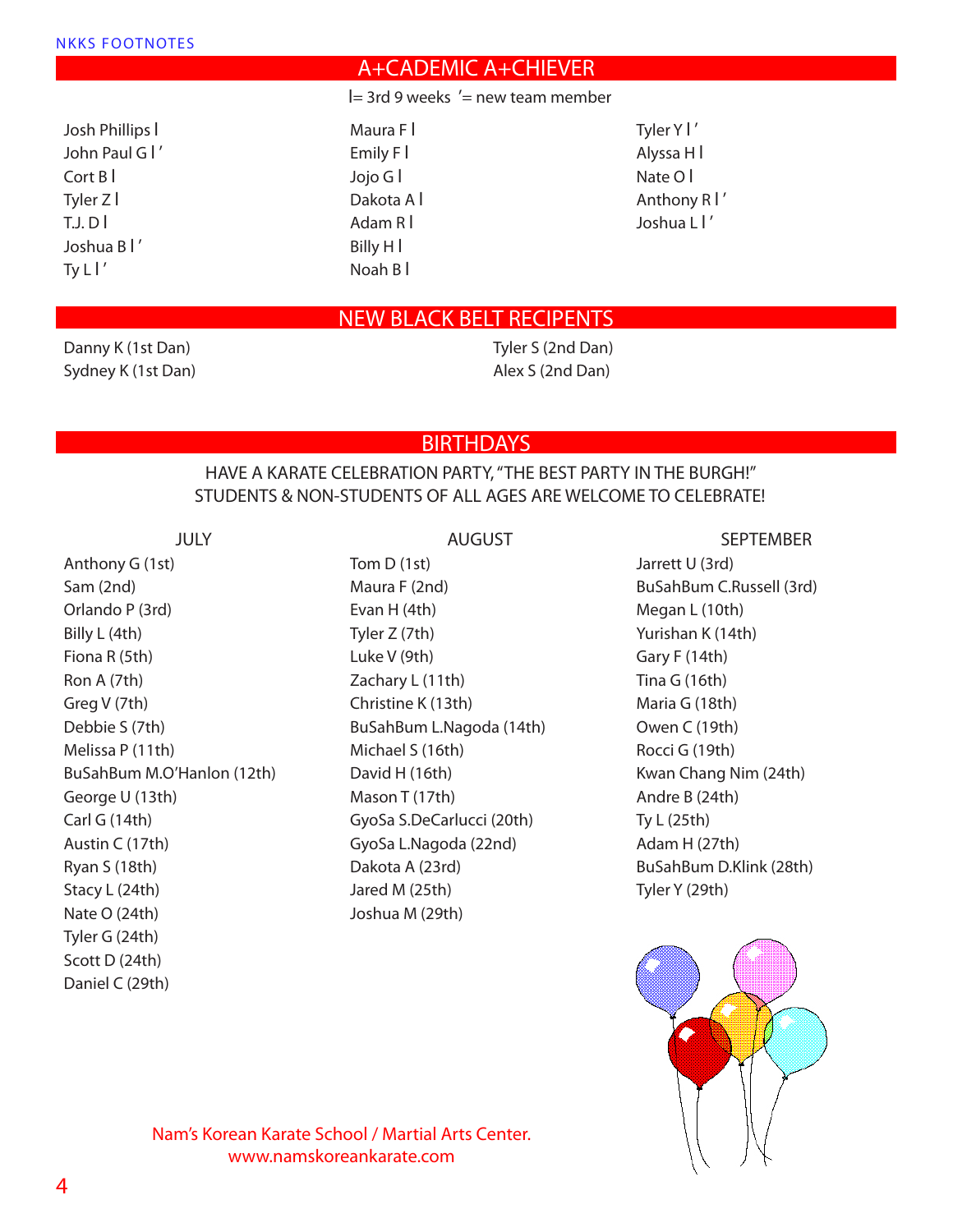## A+CADEMIC A+CHIEVER

l= 3rd 9 weeks ′= new team member

Josh Phillips l
John Paul G l ′
Cort B l
Tyler Z l
T.J. D l
Joshua B l ′
Ty L l ′
Maura F l
Emily F l
Jojo G l
Dakota A l
Adam R l
Billy H l
Noah B l
Tyler Y l ′
Alyssa H l
Nate O l
Anthony R l ′
Joshua L l ′

## NEW BLACK BELT RECIPENTS

Danny K (1st Dan)
Sydney K (1st Dan)
Tyler S (2nd Dan)
Alex S (2nd Dan)

## BIRTHDAYS

HAVE A KARATE CELEBRATION PARTY, "THE BEST PARTY IN THE BURGH!"
STUDENTS & NON-STUDENTS OF ALL AGES ARE WELCOME TO CELEBRATE!

### JULY

Anthony G (1st)
Sam (2nd)
Orlando P (3rd)
Billy L (4th)
Fiona R (5th)
Ron A (7th)
Greg V (7th)
Debbie S (7th)
Melissa P (11th)
BuSahBum M.O'Hanlon (12th)
George U (13th)
Carl G (14th)
Austin C (17th)
Ryan S (18th)
Stacy L (24th)
Nate O (24th)
Tyler G (24th)
Scott D (24th)
Daniel C (29th)

### AUGUST

Tom D (1st)
Maura F (2nd)
Evan H (4th)
Tyler Z (7th)
Luke V (9th)
Zachary L (11th)
Christine K (13th)
BuSahBum L.Nagoda (14th)
Michael S (16th)
David H (16th)
Mason T (17th)
GyoSa S.DeCarlucci (20th)
GyoSa L.Nagoda (22nd)
Dakota A (23rd)
Jared M (25th)
Joshua M (29th)

### SEPTEMBER

Jarrett U (3rd)
BuSahBum C.Russell (3rd)
Megan L (10th)
Yurishan K (14th)
Gary F (14th)
Tina G (16th)
Maria G (18th)
Owen C (19th)
Rocci G (19th)
Kwan Chang Nim (24th)
Andre B (24th)
Ty L (25th)
Adam H (27th)
BuSahBum D.Klink (28th)
Tyler Y (29th)

Nam's Korean Karate School / Martial Arts Center.
www.namskoreankarate.com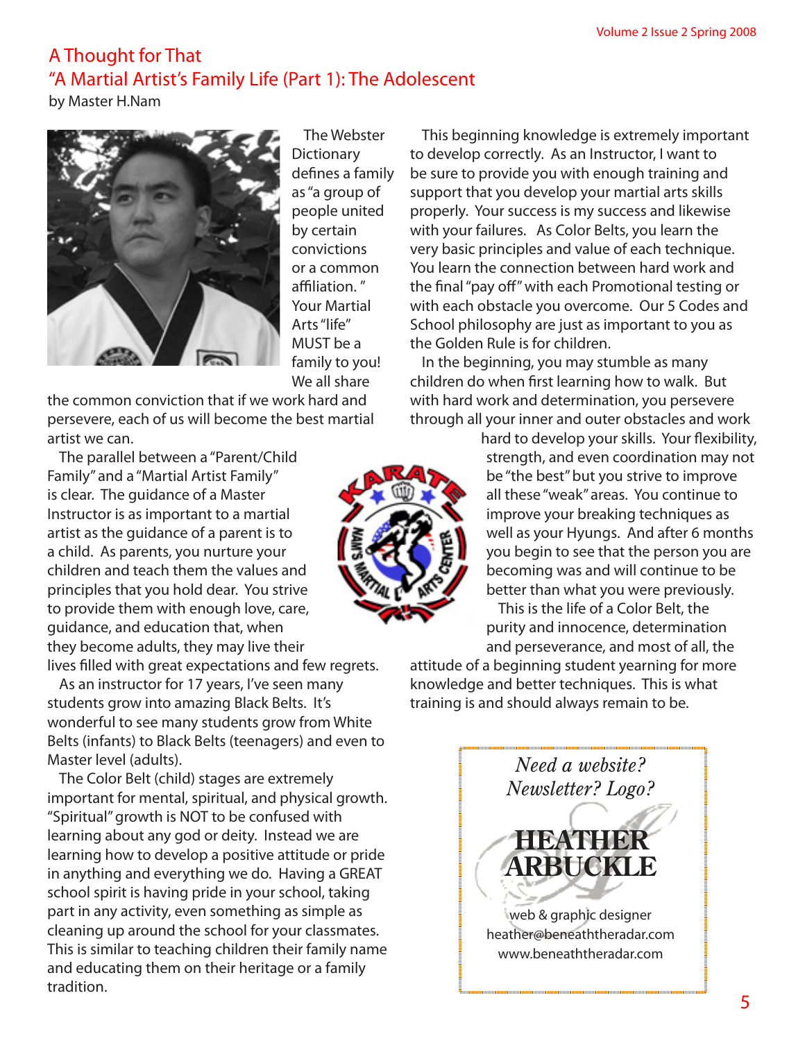## A Thought for That

## "A Martial Artist's Family Life (Part 1): The Adolescent

by Master H.Nam

The Webster Dictionary defines a family as "a group of people united by certain convictions or a common affiliation." Your Martial Arts "life" MUST be a family to you! We all share the common conviction that if we work hard and persevere, each of us will become the best martial artist we can.

The parallel between a "Parent/Child Family" and a "Martial Artist Family" is clear. The guidance of a Master Instructor is as important to a martial artist as the guidance of a parent is to a child. As parents, you nurture your children and teach them the values and principles that you hold dear. You strive to provide them with enough love, care, guidance, and education that, when they become adults, they may live their lives filled with great expectations and few regrets.

As an instructor for 17 years, I've seen many students grow into amazing Black Belts. It's wonderful to see many students grow from White Belts (infants) to Black Belts (teenagers) and even to Master level (adults).

The Color Belt (child) stages are extremely important for mental, spiritual, and physical growth. "Spiritual" growth is NOT to be confused with learning about any god or deity. Instead we are learning how to develop a positive attitude or pride in anything and everything we do. Having a GREAT school spirit is having pride in your school, taking part in any activity, even something as simple as cleaning up around the school for your classmates. This is similar to teaching children their family name and educating them on their heritage or a family tradition.

This beginning knowledge is extremely important to develop correctly. As an Instructor, I want to be sure to provide you with enough training and support that you develop your martial arts skills properly. Your success is my success and likewise with your failures. As Color Belts, you learn the very basic principles and value of each technique. You learn the connection between hard work and the final "pay off" with each Promotional testing or with each obstacle you overcome. Our 5 Codes and School philosophy are just as important to you as the Golden Rule is for children.

In the beginning, you may stumble as many children do when first learning how to walk. But with hard work and determination, you persevere through all your inner and outer obstacles and work hard to develop your skills. Your flexibility, strength, and even coordination may not be "the best" but you strive to improve all these "weak" areas. You continue to improve your breaking techniques as well as your Hyungs. And after 6 months you begin to see that the person you are becoming was and will continue to be better than what you were previously.

This is the life of a Color Belt, the purity and innocence, determination and perseverance, and most of all, the attitude of a beginning student yearning for more knowledge and better techniques. This is what training is and should always remain to be.

*Need a website? Newsletter? Logo?*

**HEATHER ARBUCKLE**

web & graphic designer
heather@beneaththeradar.com
www.beneaththeradar.com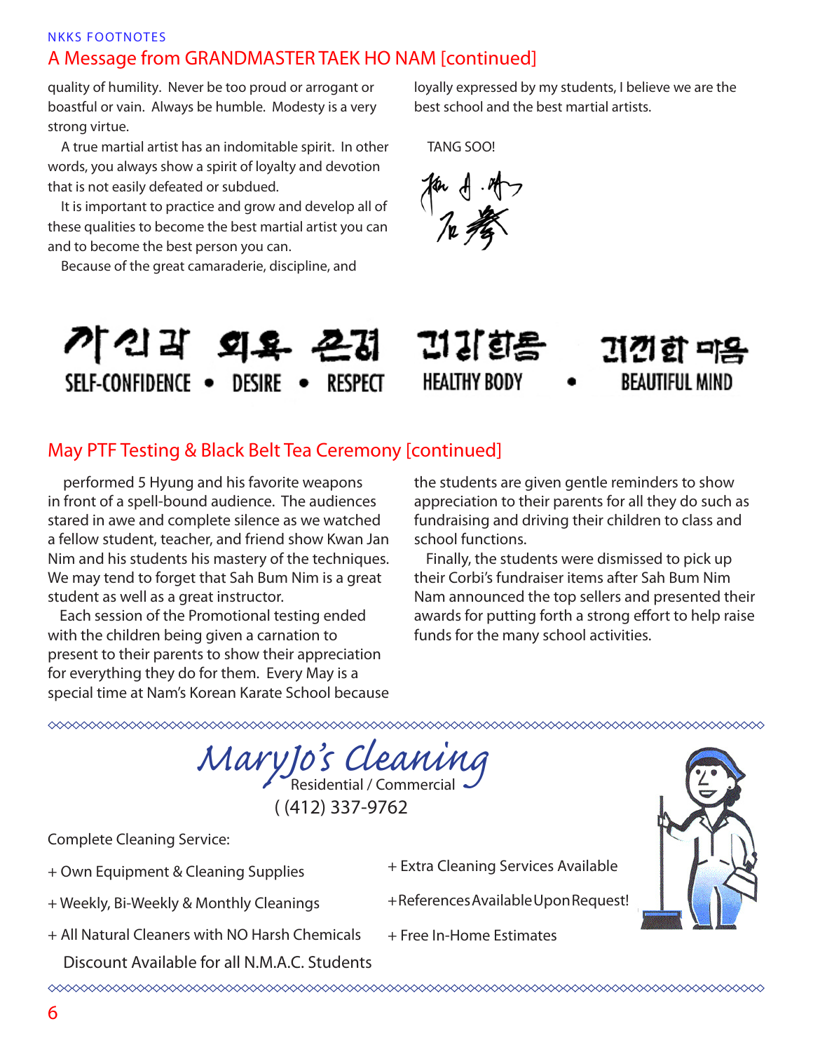NKKS FOOTNOTES

## A Message from GRANDMASTER TAEK HO NAM [continued]

quality of humility. Never be too proud or arrogant or boastful or vain. Always be humble. Modesty is a very strong virtue.

A true martial artist has an indomitable spirit. In other words, you always show a spirit of loyalty and devotion that is not easily defeated or subdued.

It is important to practice and grow and develop all of these qualities to become the best martial artist you can and to become the best person you can.

Because of the great camaraderie, discipline, and loyally expressed by my students, I believe we are the best school and the best martial artists.

TANG SOO!

자신감 의욕 존경 · 건강한몸 건전한 마음

SELF-CONFIDENCE • DESIRE • RESPECT HEALTHY BODY • BEAUTIFUL MIND

## May PTF Testing & Black Belt Tea Ceremony [continued]

performed 5 Hyung and his favorite weapons in front of a spell-bound audience. The audiences stared in awe and complete silence as we watched a fellow student, teacher, and friend show Kwan Jan Nim and his students his mastery of the techniques. We may tend to forget that Sah Bum Nim is a great student as well as a great instructor.

Each session of the Promotional testing ended with the children being given a carnation to present to their parents to show their appreciation for everything they do for them. Every May is a special time at Nam's Korean Karate School because the students are given gentle reminders to show appreciation to their parents for all they do such as fundraising and driving their children to class and school functions.

Finally, the students were dismissed to pick up their Corbi's fundraiser items after Sah Bum Nim Nam announced the top sellers and presented their awards for putting forth a strong effort to help raise funds for the many school activities.

---

# MaryJo's Cleaning

Residential / Commercial

( (412) 337-9762

Complete Cleaning Service:

+ Own Equipment & Cleaning Supplies
+ Weekly, Bi-Weekly & Monthly Cleanings
+ All Natural Cleaners with NO Harsh Chemicals
+ Extra Cleaning Services Available
+ References Available Upon Request!
+ Free In-Home Estimates

Discount Available for all N.M.A.C. Students